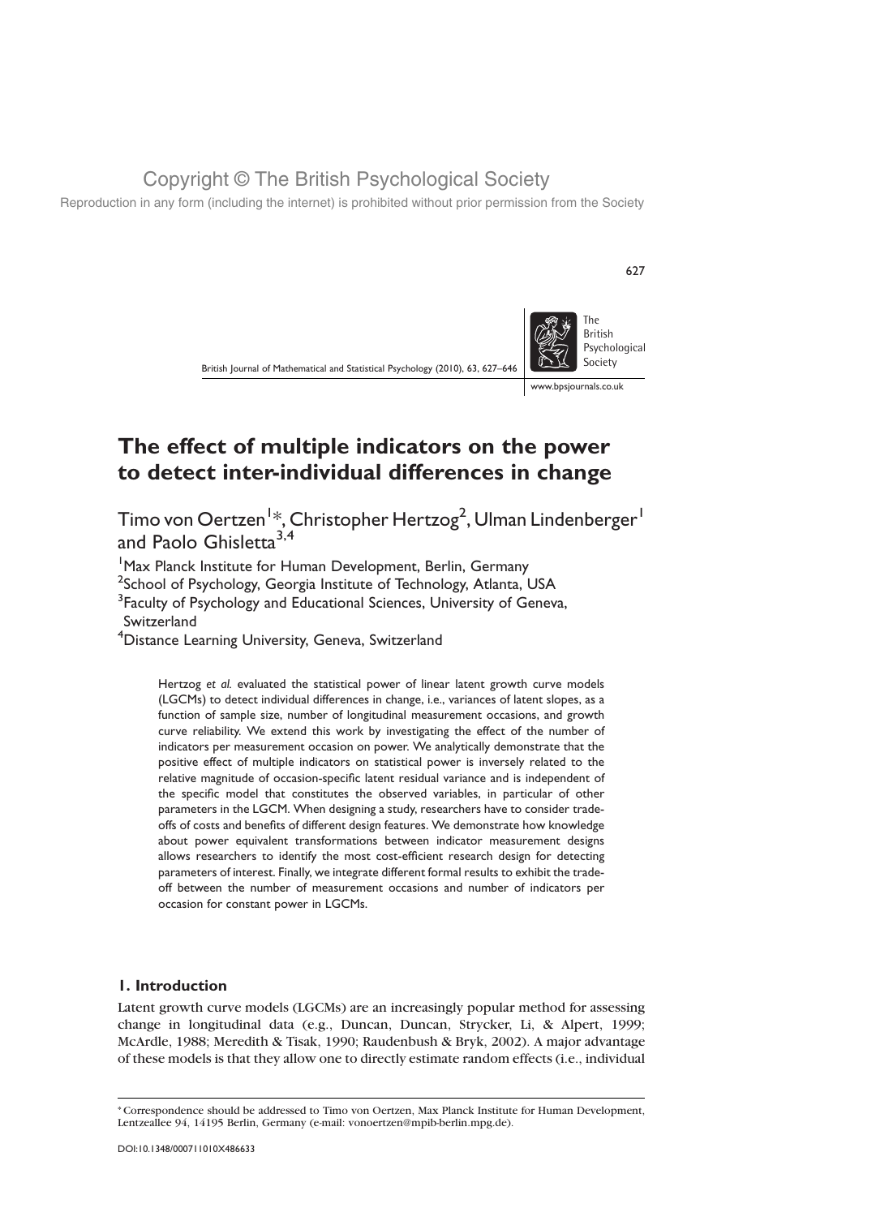# The effect of multiple indicators on the power to detect inter-individual differences in change

Timo von Oertzen[1]*, Christopher Hertzog[2], Ulman Lindenberger[1] and Paolo Ghisletta[3,4]

[1]Max Planck Institute for Human Development, Berlin, Germany
[2]School of Psychology, Georgia Institute of Technology, Atlanta, USA
[3]Faculty of Psychology and Educational Sciences, University of Geneva, Switzerland
[4]Distance Learning University, Geneva, Switzerland

Hertzog *et al.* evaluated the statistical power of linear latent growth curve models (LGCMs) to detect individual differences in change, i.e., variances of latent slopes, as a function of sample size, number of longitudinal measurement occasions, and growth curve reliability. We extend this work by investigating the effect of the number of indicators per measurement occasion on power. We analytically demonstrate that the positive effect of multiple indicators on statistical power is inversely related to the relative magnitude of occasion-specific latent residual variance and is independent of the specific model that constitutes the observed variables, in particular of other parameters in the LGCM. When designing a study, researchers have to consider trade-offs of costs and benefits of different design features. We demonstrate how knowledge about power equivalent transformations between indicator measurement designs allows researchers to identify the most cost-efficient research design for detecting parameters of interest. Finally, we integrate different formal results to exhibit the trade-off between the number of measurement occasions and number of indicators per occasion for constant power in LGCMs.

## 1. Introduction

Latent growth curve models (LGCMs) are an increasingly popular method for assessing change in longitudinal data (e.g., Duncan, Duncan, Strycker, Li, & Alpert, 1999; McArdle, 1988; Meredith & Tisak, 1990; Raudenbush & Bryk, 2002). A major advantage of these models is that they allow one to directly estimate random effects (i.e., individual

* Correspondence should be addressed to Timo von Oertzen, Max Planck Institute for Human Development, Lentzeallee 94, 14195 Berlin, Germany (e-mail: vonoertzen@mpib-berlin.mpg.de).

DOI:10.1348/000711010X486633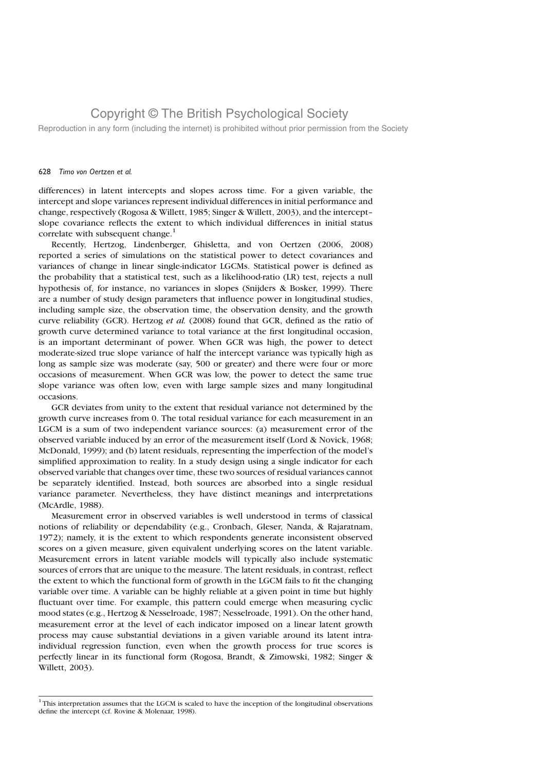differences) in latent intercepts and slopes across time. For a given variable, the intercept and slope variances represent individual differences in initial performance and change, respectively (Rogosa & Willett, 1985; Singer & Willett, 2003), and the intercept–slope covariance reflects the extent to which individual differences in initial status correlate with subsequent change.[1]

Recently, Hertzog, Lindenberger, Ghisletta, and von Oertzen (2006, 2008) reported a series of simulations on the statistical power to detect covariances and variances of change in linear single-indicator LGCMs. Statistical power is defined as the probability that a statistical test, such as a likelihood-ratio (LR) test, rejects a null hypothesis of, for instance, no variances in slopes (Snijders & Bosker, 1999). There are a number of study design parameters that influence power in longitudinal studies, including sample size, the observation time, the observation density, and the growth curve reliability (GCR). Hertzog *et al.* (2008) found that GCR, defined as the ratio of growth curve determined variance to total variance at the first longitudinal occasion, is an important determinant of power. When GCR was high, the power to detect moderate-sized true slope variance of half the intercept variance was typically high as long as sample size was moderate (say, 500 or greater) and there were four or more occasions of measurement. When GCR was low, the power to detect the same true slope variance was often low, even with large sample sizes and many longitudinal occasions.

GCR deviates from unity to the extent that residual variance not determined by the growth curve increases from 0. The total residual variance for each measurement in an LGCM is a sum of two independent variance sources: (a) measurement error of the observed variable induced by an error of the measurement itself (Lord & Novick, 1968; McDonald, 1999); and (b) latent residuals, representing the imperfection of the model's simplified approximation to reality. In a study design using a single indicator for each observed variable that changes over time, these two sources of residual variances cannot be separately identified. Instead, both sources are absorbed into a single residual variance parameter. Nevertheless, they have distinct meanings and interpretations (McArdle, 1988).

Measurement error in observed variables is well understood in terms of classical notions of reliability or dependability (e.g., Cronbach, Gleser, Nanda, & Rajaratnam, 1972); namely, it is the extent to which respondents generate inconsistent observed scores on a given measure, given equivalent underlying scores on the latent variable. Measurement errors in latent variable models will typically also include systematic sources of errors that are unique to the measure. The latent residuals, in contrast, reflect the extent to which the functional form of growth in the LGCM fails to fit the changing variable over time. A variable can be highly reliable at a given point in time but highly fluctuant over time. For example, this pattern could emerge when measuring cyclic mood states (e.g., Hertzog & Nesselroade, 1987; Nesselroade, 1991). On the other hand, measurement error at the level of each indicator imposed on a linear latent growth process may cause substantial deviations in a given variable around its latent intra-individual regression function, even when the growth process for true scores is perfectly linear in its functional form (Rogosa, Brandt, & Zimowski, 1982; Singer & Willett, 2003).

[1] This interpretation assumes that the LGCM is scaled to have the inception of the longitudinal observations define the intercept (cf. Rovine & Molenaar, 1998).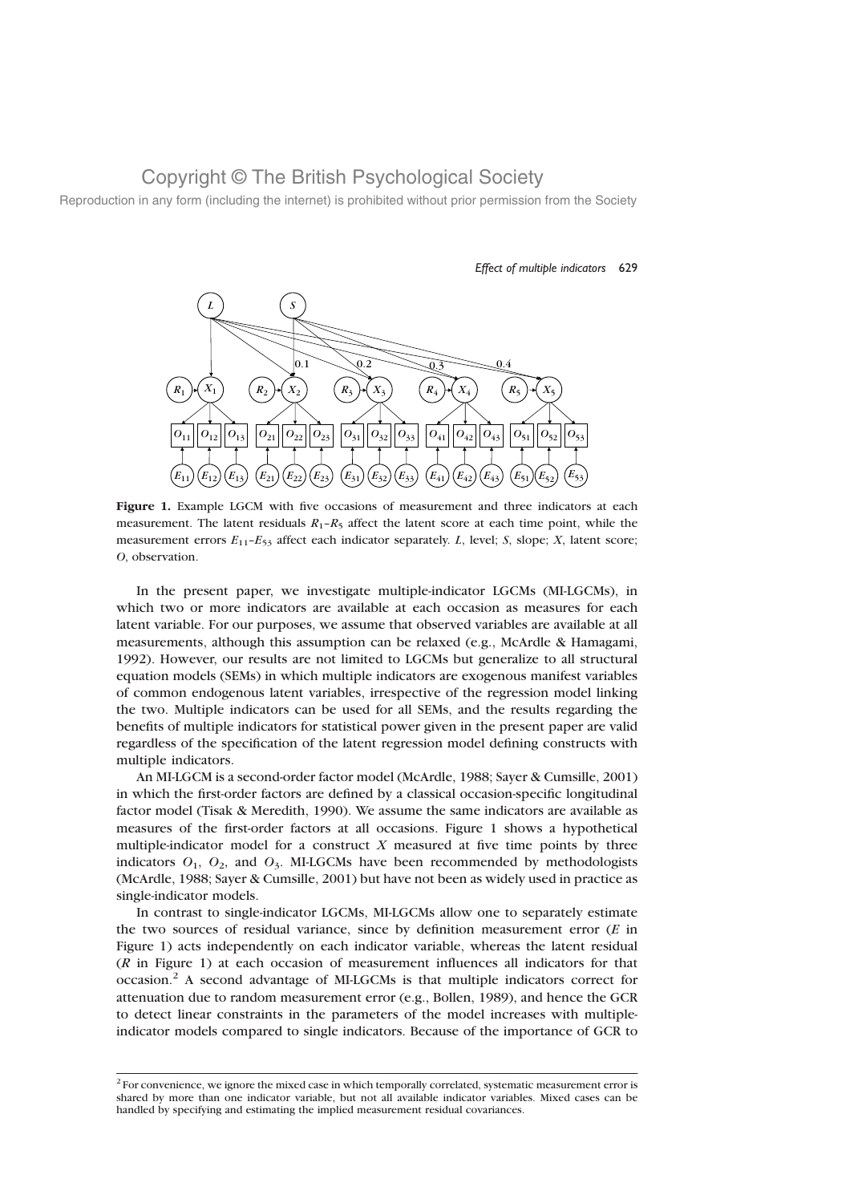**Figure 1.** Example LGCM with five occasions of measurement and three indicators at each measurement. The latent residuals $R_1$–$R_5$ affect the latent score at each time point, while the measurement errors $E_{11}$–$E_{53}$ affect each indicator separately. $L$, level; $S$, slope; $X$, latent score; $O$, observation.

In the present paper, we investigate multiple-indicator LGCMs (MI-LGCMs), in which two or more indicators are available at each occasion as measures for each latent variable. For our purposes, we assume that observed variables are available at all measurements, although this assumption can be relaxed (e.g., McArdle & Hamagami, 1992). However, our results are not limited to LGCMs but generalize to all structural equation models (SEMs) in which multiple indicators are exogenous manifest variables of common endogenous latent variables, irrespective of the regression model linking the two. Multiple indicators can be used for all SEMs, and the results regarding the benefits of multiple indicators for statistical power given in the present paper are valid regardless of the specification of the latent regression model defining constructs with multiple indicators.

An MI-LGCM is a second-order factor model (McArdle, 1988; Sayer & Cumsille, 2001) in which the first-order factors are defined by a classical occasion-specific longitudinal factor model (Tisak & Meredith, 1990). We assume the same indicators are available as measures of the first-order factors at all occasions. Figure 1 shows a hypothetical multiple-indicator model for a construct $X$ measured at five time points by three indicators $O_1$, $O_2$, and $O_3$. MI-LGCMs have been recommended by methodologists (McArdle, 1988; Sayer & Cumsille, 2001) but have not been as widely used in practice as single-indicator models.

In contrast to single-indicator LGCMs, MI-LGCMs allow one to separately estimate the two sources of residual variance, since by definition measurement error ($E$ in Figure 1) acts independently on each indicator variable, whereas the latent residual ($R$ in Figure 1) at each occasion of measurement influences all indicators for that occasion.[2] A second advantage of MI-LGCMs is that multiple indicators correct for attenuation due to random measurement error (e.g., Bollen, 1989), and hence the GCR to detect linear constraints in the parameters of the model increases with multiple-indicator models compared to single indicators. Because of the importance of GCR to

[2] For convenience, we ignore the mixed case in which temporally correlated, systematic measurement error is shared by more than one indicator variable, but not all available indicator variables. Mixed cases can be handled by specifying and estimating the implied measurement residual covariances.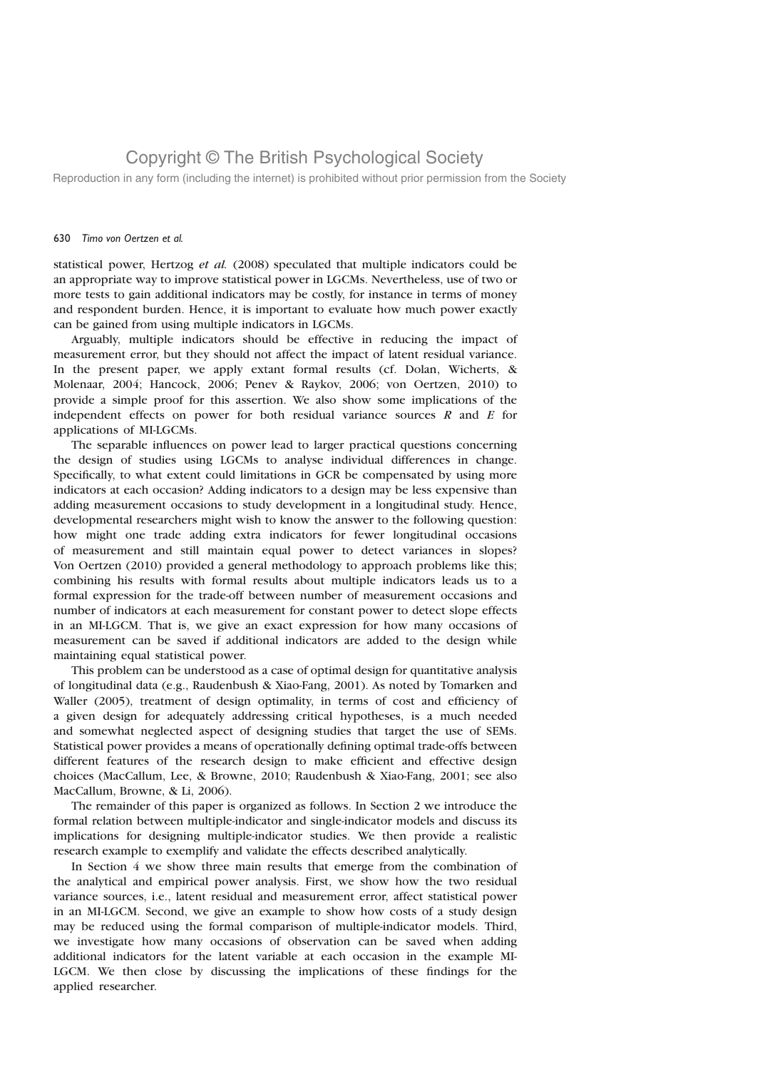statistical power, Hertzog *et al.* (2008) speculated that multiple indicators could be an appropriate way to improve statistical power in LGCMs. Nevertheless, use of two or more tests to gain additional indicators may be costly, for instance in terms of money and respondent burden. Hence, it is important to evaluate how much power exactly can be gained from using multiple indicators in LGCMs.

Arguably, multiple indicators should be effective in reducing the impact of measurement error, but they should not affect the impact of latent residual variance. In the present paper, we apply extant formal results (cf. Dolan, Wicherts, & Molenaar, 2004; Hancock, 2006; Penev & Raykov, 2006; von Oertzen, 2010) to provide a simple proof for this assertion. We also show some implications of the independent effects on power for both residual variance sources $R$ and $E$ for applications of MI-LGCMs.

The separable influences on power lead to larger practical questions concerning the design of studies using LGCMs to analyse individual differences in change. Specifically, to what extent could limitations in GCR be compensated by using more indicators at each occasion? Adding indicators to a design may be less expensive than adding measurement occasions to study development in a longitudinal study. Hence, developmental researchers might wish to know the answer to the following question: how might one trade adding extra indicators for fewer longitudinal occasions of measurement and still maintain equal power to detect variances in slopes? Von Oertzen (2010) provided a general methodology to approach problems like this; combining his results with formal results about multiple indicators leads us to a formal expression for the trade-off between number of measurement occasions and number of indicators at each measurement for constant power to detect slope effects in an MI-LGCM. That is, we give an exact expression for how many occasions of measurement can be saved if additional indicators are added to the design while maintaining equal statistical power.

This problem can be understood as a case of optimal design for quantitative analysis of longitudinal data (e.g., Raudenbush & Xiao-Fang, 2001). As noted by Tomarken and Waller (2005), treatment of design optimality, in terms of cost and efficiency of a given design for adequately addressing critical hypotheses, is a much needed and somewhat neglected aspect of designing studies that target the use of SEMs. Statistical power provides a means of operationally defining optimal trade-offs between different features of the research design to make efficient and effective design choices (MacCallum, Lee, & Browne, 2010; Raudenbush & Xiao-Fang, 2001; see also MacCallum, Browne, & Li, 2006).

The remainder of this paper is organized as follows. In Section 2 we introduce the formal relation between multiple-indicator and single-indicator models and discuss its implications for designing multiple-indicator studies. We then provide a realistic research example to exemplify and validate the effects described analytically.

In Section 4 we show three main results that emerge from the combination of the analytical and empirical power analysis. First, we show how the two residual variance sources, i.e., latent residual and measurement error, affect statistical power in an MI-LGCM. Second, we give an example to show how costs of a study design may be reduced using the formal comparison of multiple-indicator models. Third, we investigate how many occasions of observation can be saved when adding additional indicators for the latent variable at each occasion in the example MI-LGCM. We then close by discussing the implications of these findings for the applied researcher.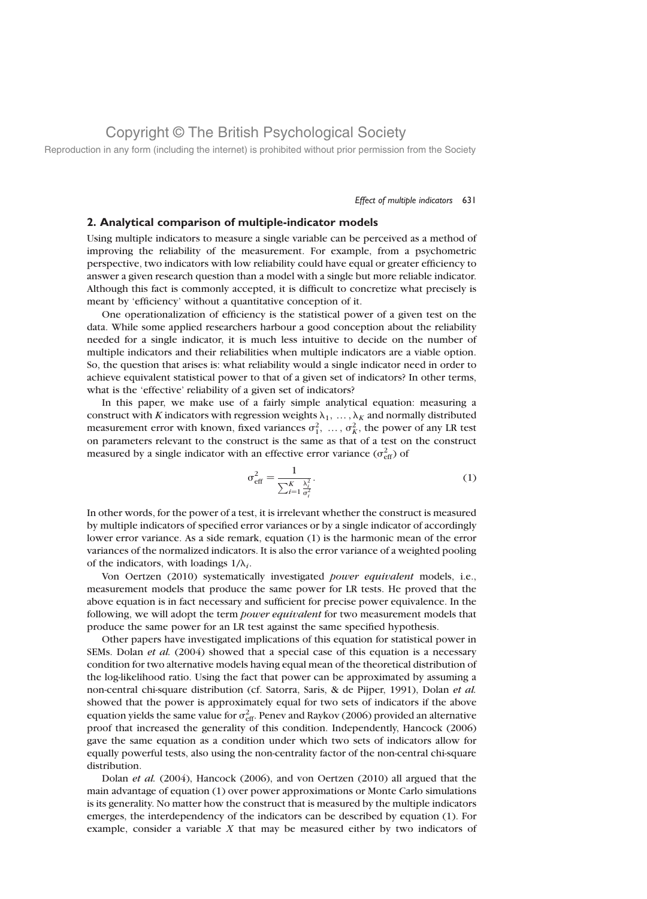## 2. Analytical comparison of multiple-indicator models

Using multiple indicators to measure a single variable can be perceived as a method of improving the reliability of the measurement. For example, from a psychometric perspective, two indicators with low reliability could have equal or greater efficiency to answer a given research question than a model with a single but more reliable indicator. Although this fact is commonly accepted, it is difficult to concretize what precisely is meant by 'efficiency' without a quantitative conception of it.

One operationalization of efficiency is the statistical power of a given test on the data. While some applied researchers harbour a good conception about the reliability needed for a single indicator, it is much less intuitive to decide on the number of multiple indicators and their reliabilities when multiple indicators are a viable option. So, the question that arises is: what reliability would a single indicator need in order to achieve equivalent statistical power to that of a given set of indicators? In other terms, what is the 'effective' reliability of a given set of indicators?

In this paper, we make use of a fairly simple analytical equation: measuring a construct with $K$ indicators with regression weights $\lambda_1, \ldots, \lambda_K$ and normally distributed measurement error with known, fixed variances $\sigma_1^2, \ldots, \sigma_K^2$, the power of any LR test on parameters relevant to the construct is the same as that of a test on the construct measured by a single indicator with an effective error variance ($\sigma_{\text{eff}}^2$) of

$$\sigma_{\text{eff}}^2 = \frac{1}{\sum_{i=1}^{K} \frac{\lambda_i^2}{\sigma_i^2}}. \tag{1}$$

In other words, for the power of a test, it is irrelevant whether the construct is measured by multiple indicators of specified error variances or by a single indicator of accordingly lower error variance. As a side remark, equation (1) is the harmonic mean of the error variances of the normalized indicators. It is also the error variance of a weighted pooling of the indicators, with loadings $1/\lambda_i$.

Von Oertzen (2010) systematically investigated *power equivalent* models, i.e., measurement models that produce the same power for LR tests. He proved that the above equation is in fact necessary and sufficient for precise power equivalence. In the following, we will adopt the term *power equivalent* for two measurement models that produce the same power for an LR test against the same specified hypothesis.

Other papers have investigated implications of this equation for statistical power in SEMs. Dolan *et al.* (2004) showed that a special case of this equation is a necessary condition for two alternative models having equal mean of the theoretical distribution of the log-likelihood ratio. Using the fact that power can be approximated by assuming a non-central chi-square distribution (cf. Satorra, Saris, & de Pijper, 1991), Dolan *et al.* showed that the power is approximately equal for two sets of indicators if the above equation yields the same value for $\sigma_{\text{eff}}^2$. Penev and Raykov (2006) provided an alternative proof that increased the generality of this condition. Independently, Hancock (2006) gave the same equation as a condition under which two sets of indicators allow for equally powerful tests, also using the non-centrality factor of the non-central chi-square distribution.

Dolan *et al.* (2004), Hancock (2006), and von Oertzen (2010) all argued that the main advantage of equation (1) over power approximations or Monte Carlo simulations is its generality. No matter how the construct that is measured by the multiple indicators emerges, the interdependency of the indicators can be described by equation (1). For example, consider a variable $X$ that may be measured either by two indicators of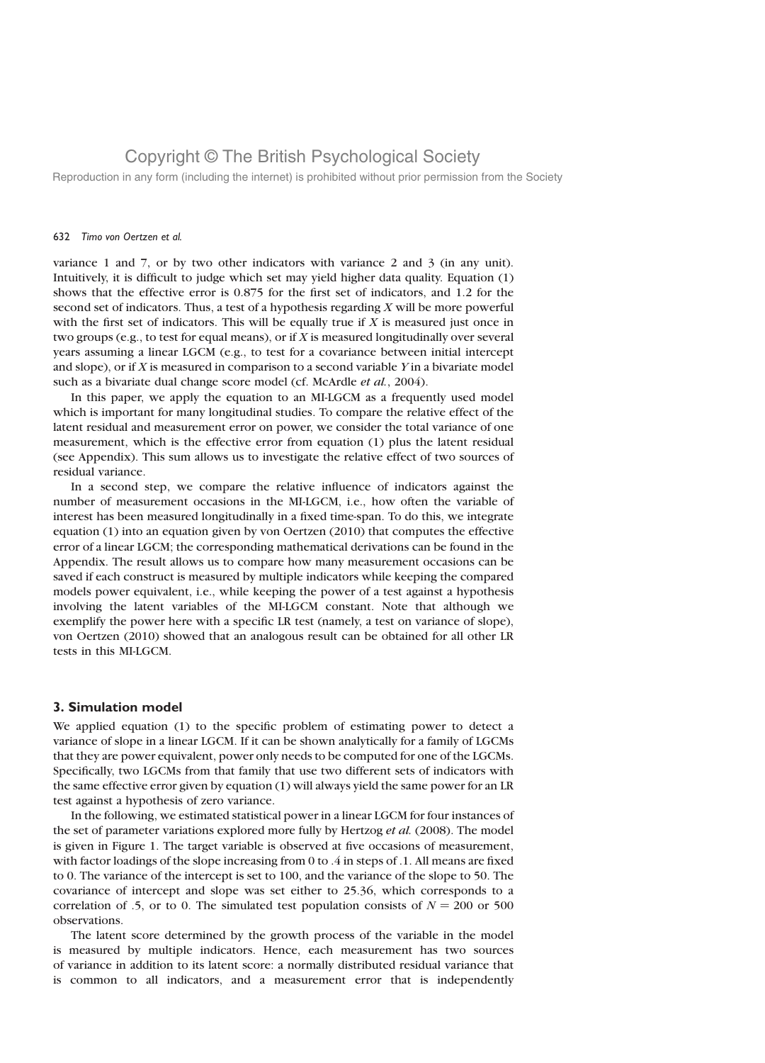variance 1 and 7, or by two other indicators with variance 2 and 3 (in any unit). Intuitively, it is difficult to judge which set may yield higher data quality. Equation (1) shows that the effective error is 0.875 for the first set of indicators, and 1.2 for the second set of indicators. Thus, a test of a hypothesis regarding $X$ will be more powerful with the first set of indicators. This will be equally true if $X$ is measured just once in two groups (e.g., to test for equal means), or if $X$ is measured longitudinally over several years assuming a linear LGCM (e.g., to test for a covariance between initial intercept and slope), or if $X$ is measured in comparison to a second variable $Y$ in a bivariate model such as a bivariate dual change score model (cf. McArdle *et al.*, 2004).

In this paper, we apply the equation to an MI-LGCM as a frequently used model which is important for many longitudinal studies. To compare the relative effect of the latent residual and measurement error on power, we consider the total variance of one measurement, which is the effective error from equation (1) plus the latent residual (see Appendix). This sum allows us to investigate the relative effect of two sources of residual variance.

In a second step, we compare the relative influence of indicators against the number of measurement occasions in the MI-LGCM, i.e., how often the variable of interest has been measured longitudinally in a fixed time-span. To do this, we integrate equation (1) into an equation given by von Oertzen (2010) that computes the effective error of a linear LGCM; the corresponding mathematical derivations can be found in the Appendix. The result allows us to compare how many measurement occasions can be saved if each construct is measured by multiple indicators while keeping the compared models power equivalent, i.e., while keeping the power of a test against a hypothesis involving the latent variables of the MI-LGCM constant. Note that although we exemplify the power here with a specific LR test (namely, a test on variance of slope), von Oertzen (2010) showed that an analogous result can be obtained for all other LR tests in this MI-LGCM.

## 3. Simulation model

We applied equation (1) to the specific problem of estimating power to detect a variance of slope in a linear LGCM. If it can be shown analytically for a family of LGCMs that they are power equivalent, power only needs to be computed for one of the LGCMs. Specifically, two LGCMs from that family that use two different sets of indicators with the same effective error given by equation (1) will always yield the same power for an LR test against a hypothesis of zero variance.

In the following, we estimated statistical power in a linear LGCM for four instances of the set of parameter variations explored more fully by Hertzog *et al.* (2008). The model is given in Figure 1. The target variable is observed at five occasions of measurement, with factor loadings of the slope increasing from 0 to .4 in steps of .1. All means are fixed to 0. The variance of the intercept is set to 100, and the variance of the slope to 50. The covariance of intercept and slope was set either to 25.36, which corresponds to a correlation of .5, or to 0. The simulated test population consists of $N = 200$ or 500 observations.

The latent score determined by the growth process of the variable in the model is measured by multiple indicators. Hence, each measurement has two sources of variance in addition to its latent score: a normally distributed residual variance that is common to all indicators, and a measurement error that is independently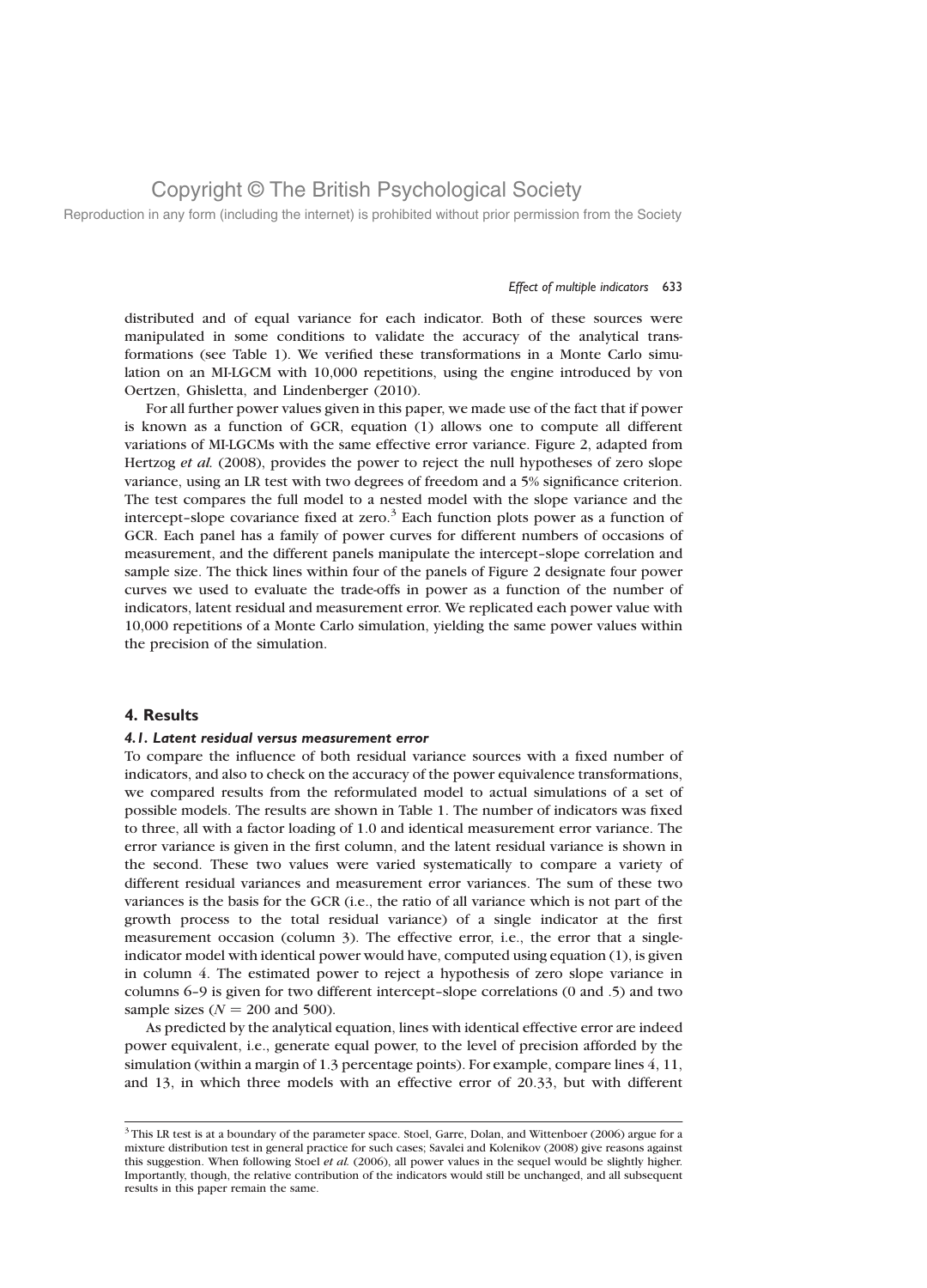distributed and of equal variance for each indicator. Both of these sources were manipulated in some conditions to validate the accuracy of the analytical transformations (see Table 1). We verified these transformations in a Monte Carlo simulation on an MI-LGCM with 10,000 repetitions, using the engine introduced by von Oertzen, Ghisletta, and Lindenberger (2010).

For all further power values given in this paper, we made use of the fact that if power is known as a function of GCR, equation (1) allows one to compute all different variations of MI-LGCMs with the same effective error variance. Figure 2, adapted from Hertzog *et al.* (2008), provides the power to reject the null hypotheses of zero slope variance, using an LR test with two degrees of freedom and a 5% significance criterion. The test compares the full model to a nested model with the slope variance and the intercept–slope covariance fixed at zero.[3] Each function plots power as a function of GCR. Each panel has a family of power curves for different numbers of occasions of measurement, and the different panels manipulate the intercept–slope correlation and sample size. The thick lines within four of the panels of Figure 2 designate four power curves we used to evaluate the trade-offs in power as a function of the number of indicators, latent residual and measurement error. We replicated each power value with 10,000 repetitions of a Monte Carlo simulation, yielding the same power values within the precision of the simulation.

## 4. Results

### *4.1. Latent residual versus measurement error*

To compare the influence of both residual variance sources with a fixed number of indicators, and also to check on the accuracy of the power equivalence transformations, we compared results from the reformulated model to actual simulations of a set of possible models. The results are shown in Table 1. The number of indicators was fixed to three, all with a factor loading of 1.0 and identical measurement error variance. The error variance is given in the first column, and the latent residual variance is shown in the second. These two values were varied systematically to compare a variety of different residual variances and measurement error variances. The sum of these two variances is the basis for the GCR (i.e., the ratio of all variance which is not part of the growth process to the total residual variance) of a single indicator at the first measurement occasion (column 3). The effective error, i.e., the error that a single-indicator model with identical power would have, computed using equation (1), is given in column 4. The estimated power to reject a hypothesis of zero slope variance in columns 6–9 is given for two different intercept–slope correlations (0 and .5) and two sample sizes ($N = 200$ and 500).

As predicted by the analytical equation, lines with identical effective error are indeed power equivalent, i.e., generate equal power, to the level of precision afforded by the simulation (within a margin of 1.3 percentage points). For example, compare lines 4, 11, and 13, in which three models with an effective error of 20.33, but with different

[3] This LR test is at a boundary of the parameter space. Stoel, Garre, Dolan, and Wittenboer (2006) argue for a mixture distribution test in general practice for such cases; Savalei and Kolenikov (2008) give reasons against this suggestion. When following Stoel *et al.* (2006), all power values in the sequel would be slightly higher. Importantly, though, the relative contribution of the indicators would still be unchanged, and all subsequent results in this paper remain the same.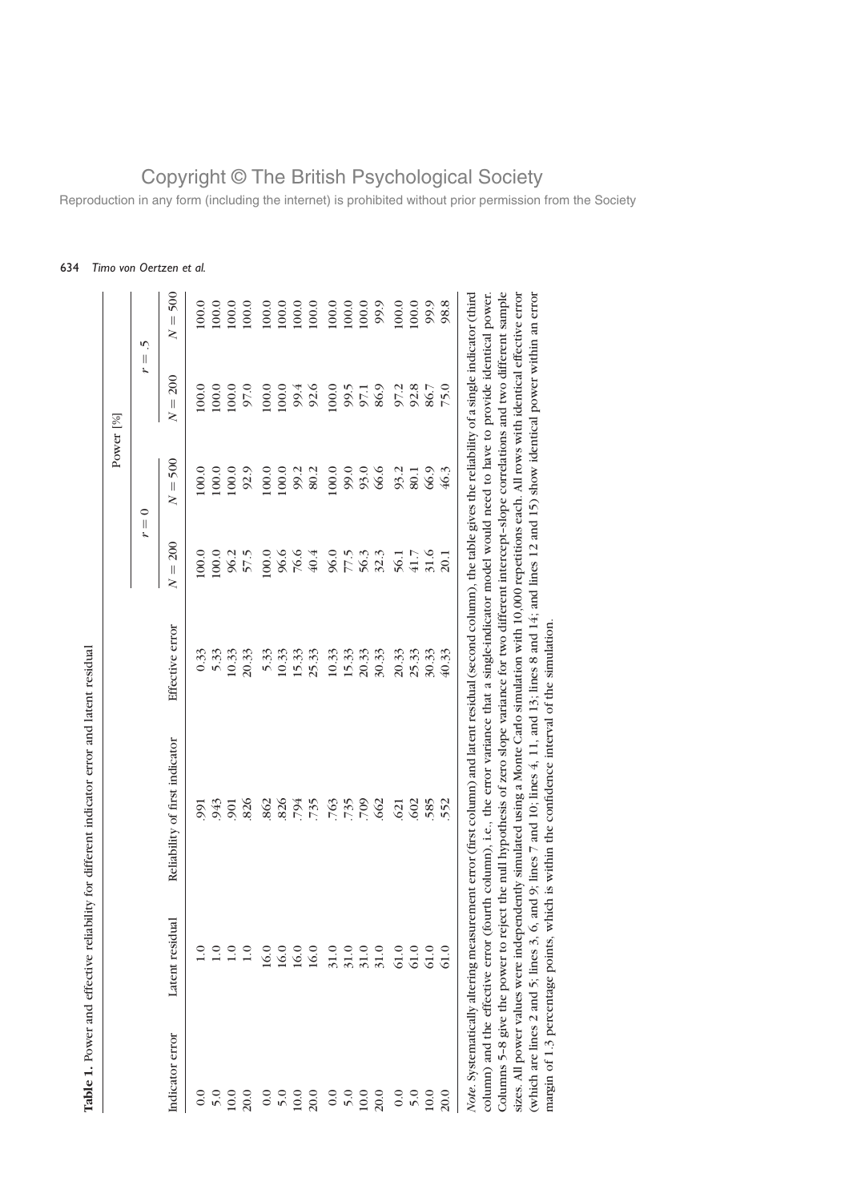**Table 1.** Power and effective reliability for different indicator error and latent residual

| Indicator error | Latent residual | Reliability of first indicator | Effective error | Power [%] | | | |
|---|---|---|---|---|---|---|---|
| | | | | $r = 0$ | | $r = .5$ | |
| | | | | $N = 200$ | $N = 500$ | $N = 200$ | $N = 500$ |
| 0.0 | 1.0 | .991 | 0.33 | 100.0 | 100.0 | 100.0 | 100.0 |
| 5.0 | 1.0 | .943 | 5.33 | 100.0 | 100.0 | 100.0 | 100.0 |
| 10.0 | 1.0 | .901 | 10.33 | 96.2 | 100.0 | 100.0 | 100.0 |
| 20.0 | 1.0 | .826 | 20.33 | 57.5 | 92.9 | 97.0 | 100.0 |
| 0.0 | 16.0 | .862 | 5.33 | 100.0 | 100.0 | 100.0 | 100.0 |
| 5.0 | 16.0 | .826 | 10.33 | 96.6 | 100.0 | 100.0 | 100.0 |
| 10.0 | 16.0 | .794 | 15.33 | 76.6 | 99.2 | 99.4 | 100.0 |
| 20.0 | 16.0 | .735 | 25.33 | 40.4 | 80.2 | 92.6 | 100.0 |
| 0.0 | 31.0 | .763 | 10.33 | 96.0 | 100.0 | 100.0 | 100.0 |
| 5.0 | 31.0 | .735 | 15.33 | 77.5 | 99.0 | 99.5 | 100.0 |
| 10.0 | 31.0 | .709 | 20.33 | 56.3 | 93.0 | 97.1 | 100.0 |
| 20.0 | 31.0 | .662 | 30.33 | 32.3 | 66.6 | 86.9 | 99.9 |
| 0.0 | 61.0 | .621 | 20.33 | 56.1 | 93.2 | 97.2 | 100.0 |
| 5.0 | 61.0 | .602 | 25.33 | 41.7 | 80.1 | 92.8 | 100.0 |
| 10.0 | 61.0 | .585 | 30.33 | 31.6 | 66.9 | 86.7 | 99.9 |
| 20.0 | 61.0 | .552 | 40.33 | 20.1 | 46.3 | 75.0 | 98.8 |

*Note*. Systematically altering measurement error (first column) and latent residual (second column), the table gives the reliability of a single indicator (third column) and the effective error (fourth column), i.e., the error variance that a single-indicator model would need to have to provide identical power. Columns 5–8 give the power to reject the null hypothesis of zero slope variance for two different intercept–slope correlations and two different sample sizes. All power values were independently simulated using a Monte Carlo simulation with 10,000 repetitions each. All rows with identical effective error (which are lines 2 and 5; lines 3, 6, and 9; lines 7 and 10; lines 4, 11, and 13; lines 8 and 14; and lines 12 and 15) show identical power within an error margin of 1.3 percentage points, which is within the confidence interval of the simulation.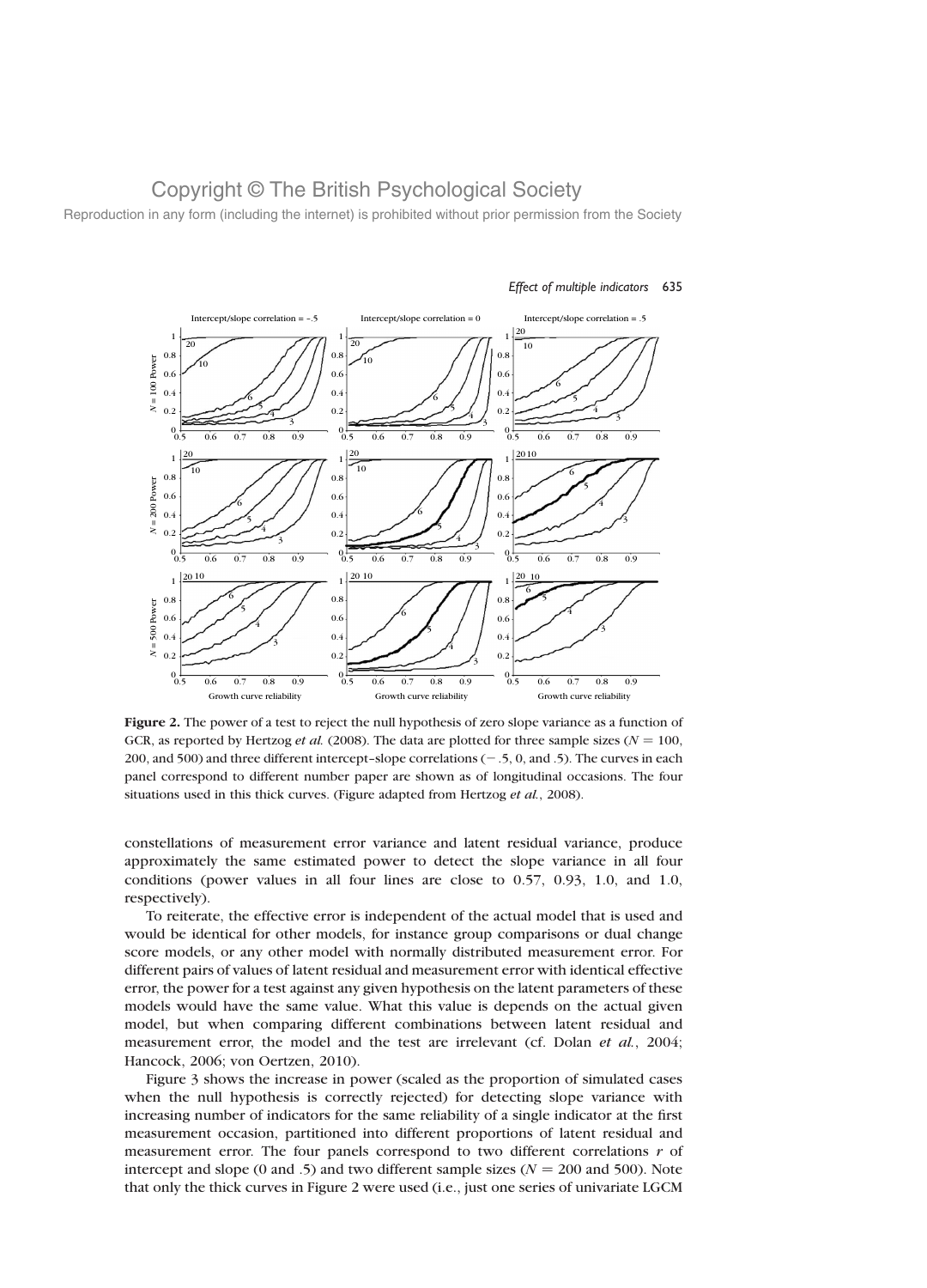**Figure 2.** The power of a test to reject the null hypothesis of zero slope variance as a function of GCR, as reported by Hertzog *et al.* (2008). The data are plotted for three sample sizes ($N = 100$, 200, and 500) and three different intercept–slope correlations ($-.5$, 0, and .5). The curves in each panel correspond to different number paper are shown as of longitudinal occasions. The four situations used in this thick curves. (Figure adapted from Hertzog *et al.*, 2008).

constellations of measurement error variance and latent residual variance, produce approximately the same estimated power to detect the slope variance in all four conditions (power values in all four lines are close to 0.57, 0.93, 1.0, and 1.0, respectively).

To reiterate, the effective error is independent of the actual model that is used and would be identical for other models, for instance group comparisons or dual change score models, or any other model with normally distributed measurement error. For different pairs of values of latent residual and measurement error with identical effective error, the power for a test against any given hypothesis on the latent parameters of these models would have the same value. What this value is depends on the actual given model, but when comparing different combinations between latent residual and measurement error, the model and the test are irrelevant (cf. Dolan *et al.*, 2004; Hancock, 2006; von Oertzen, 2010).

Figure 3 shows the increase in power (scaled as the proportion of simulated cases when the null hypothesis is correctly rejected) for detecting slope variance with increasing number of indicators for the same reliability of a single indicator at the first measurement occasion, partitioned into different proportions of latent residual and measurement error. The four panels correspond to two different correlations $r$ of intercept and slope (0 and .5) and two different sample sizes ($N = 200$ and 500). Note that only the thick curves in Figure 2 were used (i.e., just one series of univariate LGCM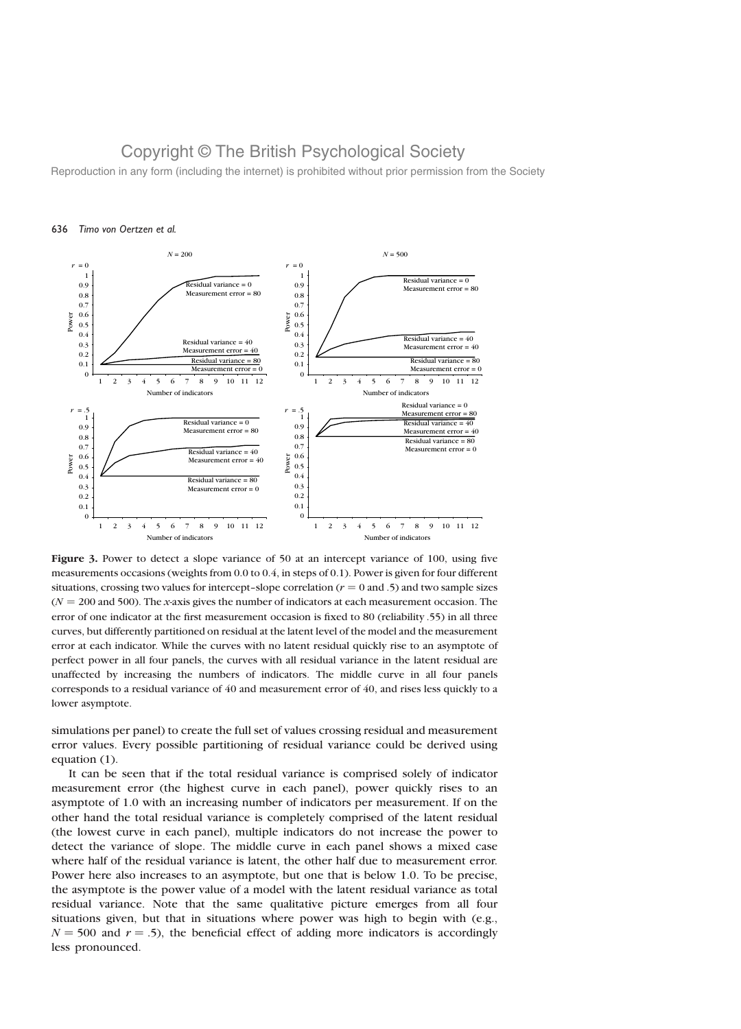**Figure 3.** Power to detect a slope variance of 50 at an intercept variance of 100, using five measurements occasions (weights from 0.0 to 0.4, in steps of 0.1). Power is given for four different situations, crossing two values for intercept–slope correlation ($r = 0$ and .5) and two sample sizes ($N = 200$ and 500). The $x$-axis gives the number of indicators at each measurement occasion. The error of one indicator at the first measurement occasion is fixed to 80 (reliability .55) in all three curves, but differently partitioned on residual at the latent level of the model and the measurement error at each indicator. While the curves with no latent residual quickly rise to an asymptote of perfect power in all four panels, the curves with all residual variance in the latent residual are unaffected by increasing the numbers of indicators. The middle curve in all four panels corresponds to a residual variance of 40 and measurement error of 40, and rises less quickly to a lower asymptote.

simulations per panel) to create the full set of values crossing residual and measurement error values. Every possible partitioning of residual variance could be derived using equation (1).

It can be seen that if the total residual variance is comprised solely of indicator measurement error (the highest curve in each panel), power quickly rises to an asymptote of 1.0 with an increasing number of indicators per measurement. If on the other hand the total residual variance is completely comprised of the latent residual (the lowest curve in each panel), multiple indicators do not increase the power to detect the variance of slope. The middle curve in each panel shows a mixed case where half of the residual variance is latent, the other half due to measurement error. Power here also increases to an asymptote, but one that is below 1.0. To be precise, the asymptote is the power value of a model with the latent residual variance as total residual variance. Note that the same qualitative picture emerges from all four situations given, but that in situations where power was high to begin with (e.g., $N = 500$ and $r = .5$), the beneficial effect of adding more indicators is accordingly less pronounced.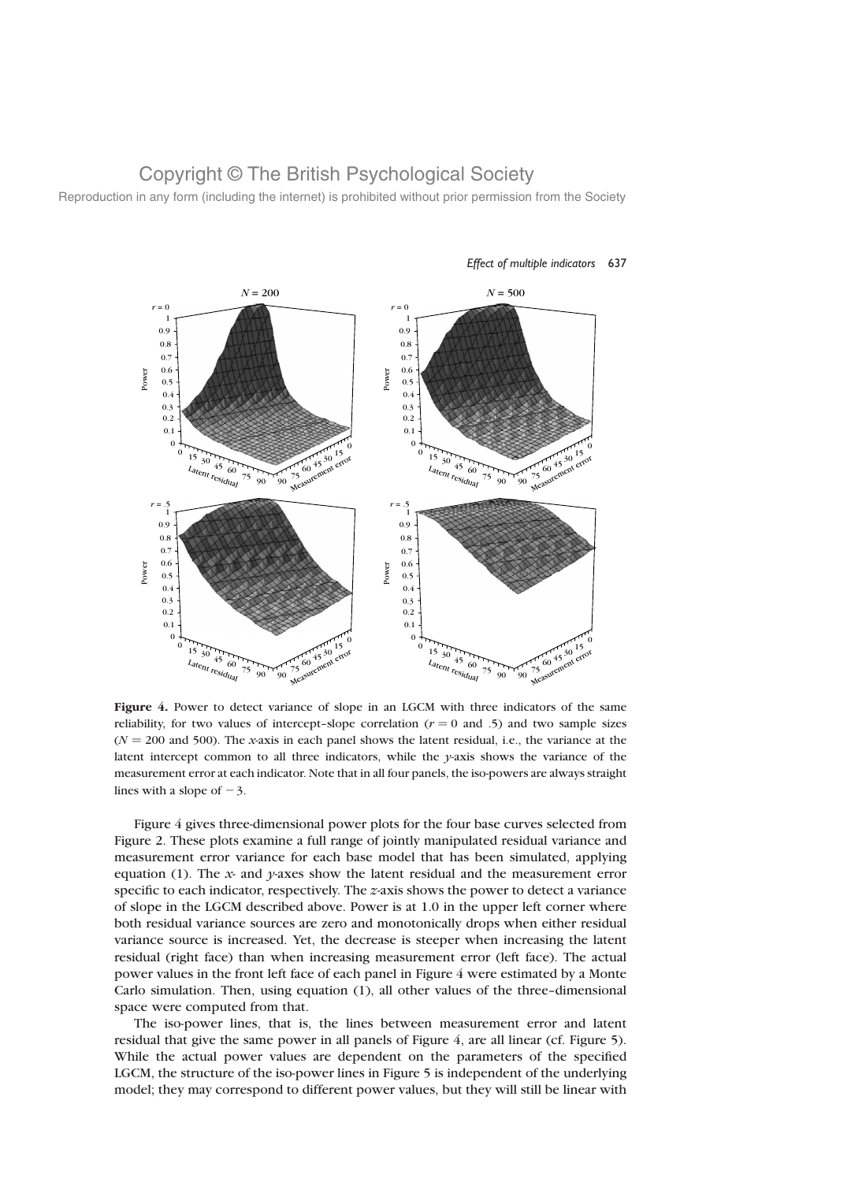Figure 4. Power to detect variance of slope in an LGCM with three indicators of the same reliability, for two values of intercept–slope correlation ($r = 0$ and .5) and two sample sizes ($N = 200$ and 500). The *x*-axis in each panel shows the latent residual, i.e., the variance at the latent intercept common to all three indicators, while the *y*-axis shows the variance of the measurement error at each indicator. Note that in all four panels, the iso-powers are always straight lines with a slope of $-3$.

Figure 4 gives three-dimensional power plots for the four base curves selected from Figure 2. These plots examine a full range of jointly manipulated residual variance and measurement error variance for each base model that has been simulated, applying equation (1). The *x*- and *y*-axes show the latent residual and the measurement error specific to each indicator, respectively. The *z*-axis shows the power to detect a variance of slope in the LGCM described above. Power is at 1.0 in the upper left corner where both residual variance sources are zero and monotonically drops when either residual variance source is increased. Yet, the decrease is steeper when increasing the latent residual (right face) than when increasing measurement error (left face). The actual power values in the front left face of each panel in Figure 4 were estimated by a Monte Carlo simulation. Then, using equation (1), all other values of the three-dimensional space were computed from that.

The iso-power lines, that is, the lines between measurement error and latent residual that give the same power in all panels of Figure 4, are all linear (cf. Figure 5). While the actual power values are dependent on the parameters of the specified LGCM, the structure of the iso-power lines in Figure 5 is independent of the underlying model; they may correspond to different power values, but they will still be linear with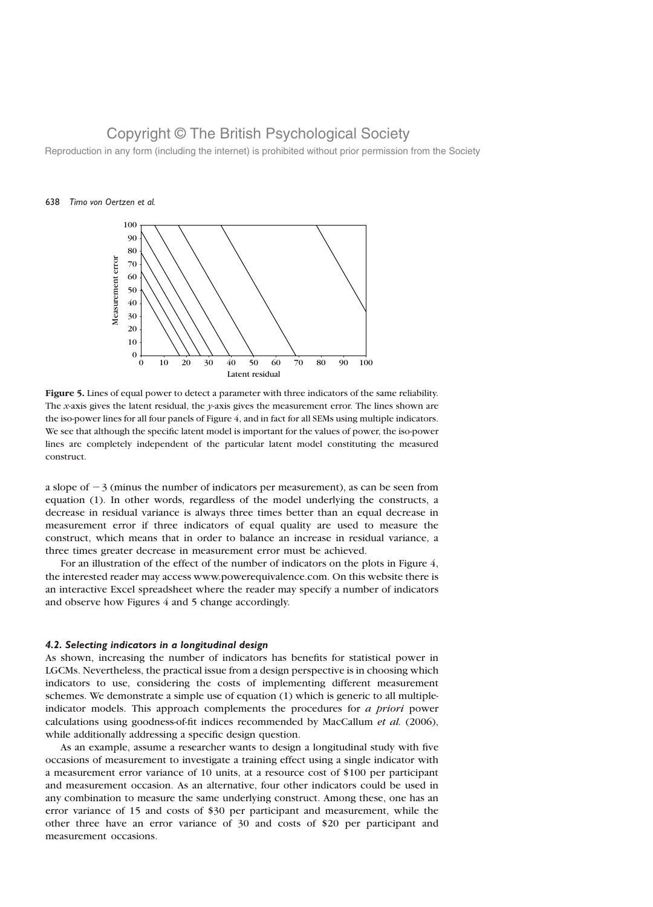**Figure 5.** Lines of equal power to detect a parameter with three indicators of the same reliability. The *x*-axis gives the latent residual, the *y*-axis gives the measurement error. The lines shown are the iso-power lines for all four panels of Figure 4, and in fact for all SEMs using multiple indicators. We see that although the specific latent model is important for the values of power, the iso-power lines are completely independent of the particular latent model constituting the measured construct.

a slope of $-3$ (minus the number of indicators per measurement), as can be seen from equation (1). In other words, regardless of the model underlying the constructs, a decrease in residual variance is always three times better than an equal decrease in measurement error if three indicators of equal quality are used to measure the construct, which means that in order to balance an increase in residual variance, a three times greater decrease in measurement error must be achieved.

For an illustration of the effect of the number of indicators on the plots in Figure 4, the interested reader may access www.powerequivalence.com. On this website there is an interactive Excel spreadsheet where the reader may specify a number of indicators and observe how Figures 4 and 5 change accordingly.

#### *4.2. Selecting indicators in a longitudinal design*

As shown, increasing the number of indicators has benefits for statistical power in LGCMs. Nevertheless, the practical issue from a design perspective is in choosing which indicators to use, considering the costs of implementing different measurement schemes. We demonstrate a simple use of equation (1) which is generic to all multiple-indicator models. This approach complements the procedures for *a priori* power calculations using goodness-of-fit indices recommended by MacCallum *et al.* (2006), while additionally addressing a specific design question.

As an example, assume a researcher wants to design a longitudinal study with five occasions of measurement to investigate a training effect using a single indicator with a measurement error variance of 10 units, at a resource cost of \$100 per participant and measurement occasion. As an alternative, four other indicators could be used in any combination to measure the same underlying construct. Among these, one has an error variance of 15 and costs of \$30 per participant and measurement, while the other three have an error variance of 30 and costs of \$20 per participant and measurement occasions.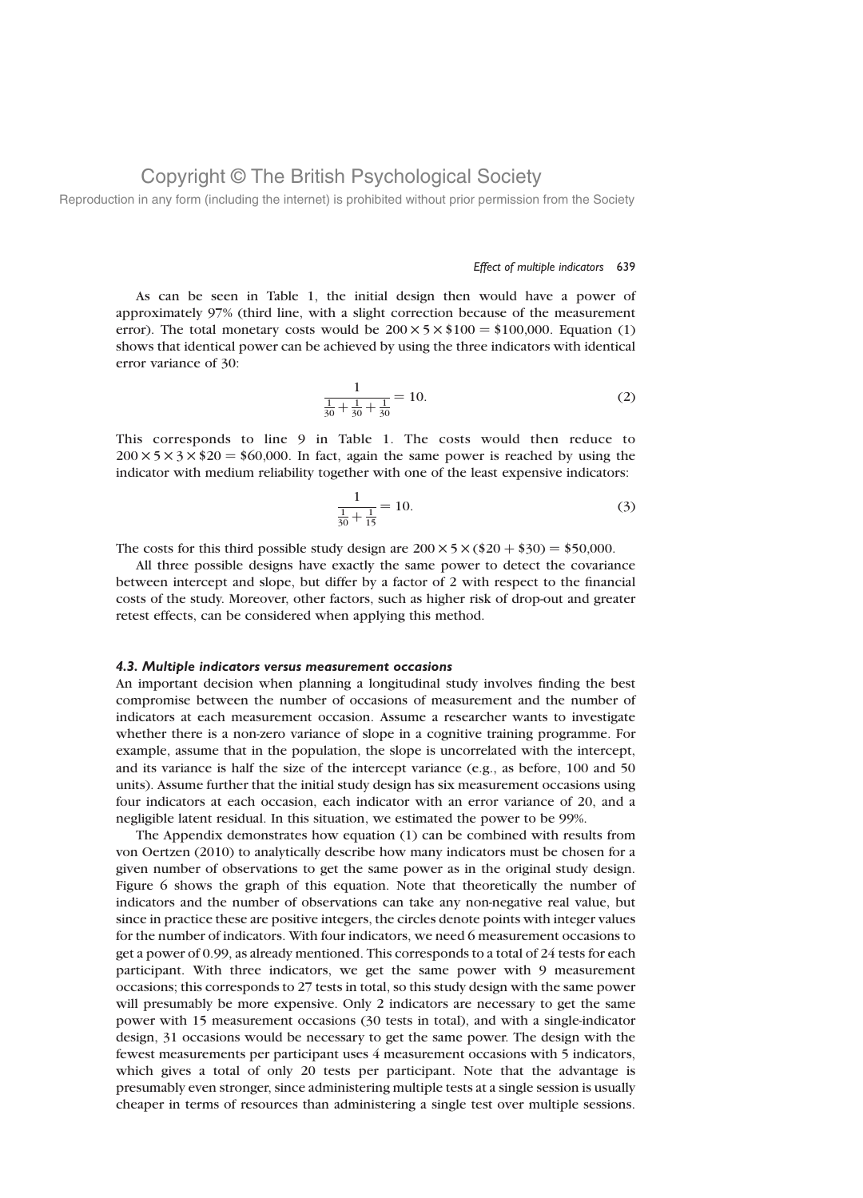As can be seen in Table 1, the initial design then would have a power of approximately 97% (third line, with a slight correction because of the measurement error). The total monetary costs would be $200 \times 5 \times \$100 = \$100{,}000$. Equation (1) shows that identical power can be achieved by using the three indicators with identical error variance of 30:

$$\frac{1}{\frac{1}{30} + \frac{1}{30} + \frac{1}{30}} = 10. \tag{2}$$

This corresponds to line 9 in Table 1. The costs would then reduce to $200 \times 5 \times 3 \times \$20 = \$60{,}000$. In fact, again the same power is reached by using the indicator with medium reliability together with one of the least expensive indicators:

$$\frac{1}{\frac{1}{30} + \frac{1}{15}} = 10. \tag{3}$$

The costs for this third possible study design are $200 \times 5 \times (\$20 + \$30) = \$50{,}000$.

All three possible designs have exactly the same power to detect the covariance between intercept and slope, but differ by a factor of 2 with respect to the financial costs of the study. Moreover, other factors, such as higher risk of drop-out and greater retest effects, can be considered when applying this method.

### *4.3. Multiple indicators versus measurement occasions*

An important decision when planning a longitudinal study involves finding the best compromise between the number of occasions of measurement and the number of indicators at each measurement occasion. Assume a researcher wants to investigate whether there is a non-zero variance of slope in a cognitive training programme. For example, assume that in the population, the slope is uncorrelated with the intercept, and its variance is half the size of the intercept variance (e.g., as before, 100 and 50 units). Assume further that the initial study design has six measurement occasions using four indicators at each occasion, each indicator with an error variance of 20, and a negligible latent residual. In this situation, we estimated the power to be 99%.

The Appendix demonstrates how equation (1) can be combined with results from von Oertzen (2010) to analytically describe how many indicators must be chosen for a given number of observations to get the same power as in the original study design. Figure 6 shows the graph of this equation. Note that theoretically the number of indicators and the number of observations can take any non-negative real value, but since in practice these are positive integers, the circles denote points with integer values for the number of indicators. With four indicators, we need 6 measurement occasions to get a power of 0.99, as already mentioned. This corresponds to a total of 24 tests for each participant. With three indicators, we get the same power with 9 measurement occasions; this corresponds to 27 tests in total, so this study design with the same power will presumably be more expensive. Only 2 indicators are necessary to get the same power with 15 measurement occasions (30 tests in total), and with a single-indicator design, 31 occasions would be necessary to get the same power. The design with the fewest measurements per participant uses 4 measurement occasions with 5 indicators, which gives a total of only 20 tests per participant. Note that the advantage is presumably even stronger, since administering multiple tests at a single session is usually cheaper in terms of resources than administering a single test over multiple sessions.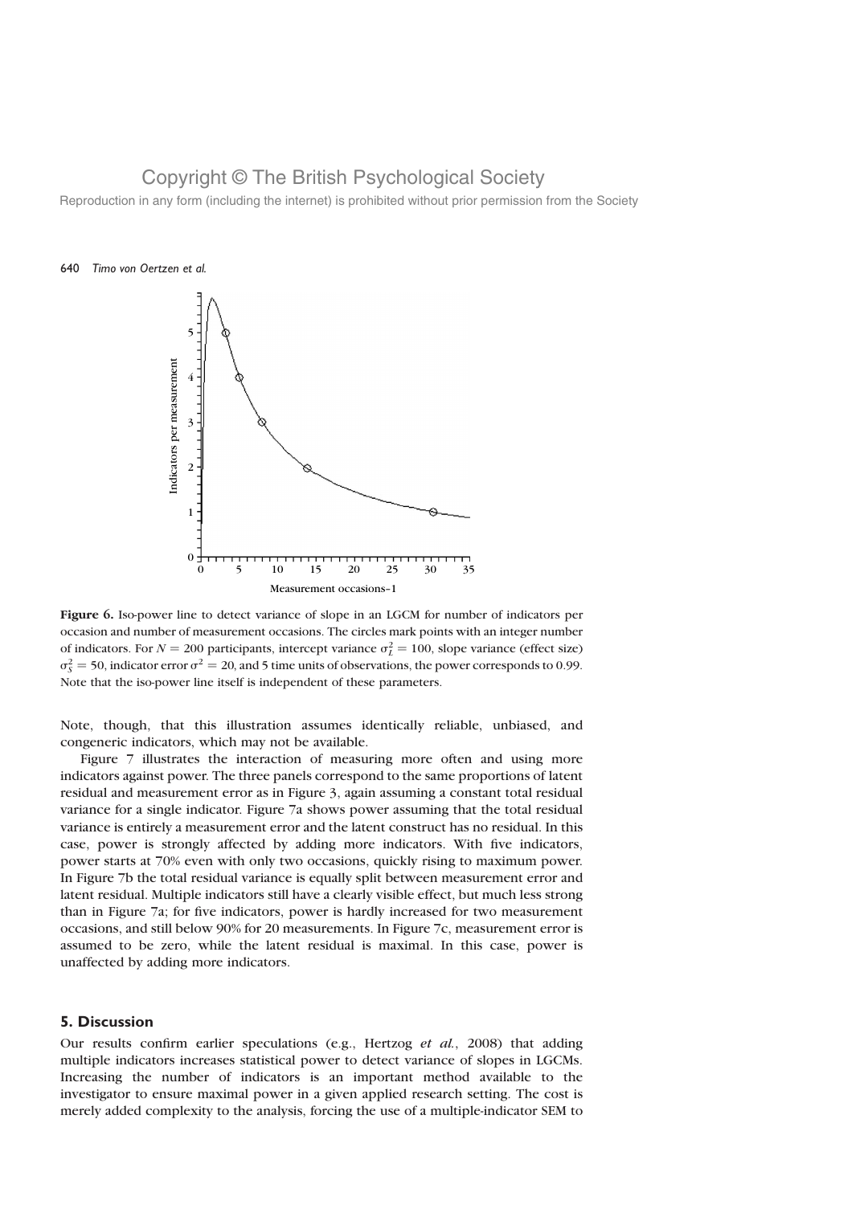Figure 6. Iso-power line to detect variance of slope in an LGCM for number of indicators per occasion and number of measurement occasions. The circles mark points with an integer number of indicators. For $N = 200$ participants, intercept variance $\sigma_L^2 = 100$, slope variance (effect size) $\sigma_S^2 = 50$, indicator error $\sigma^2 = 20$, and 5 time units of observations, the power corresponds to 0.99. Note that the iso-power line itself is independent of these parameters.

Note, though, that this illustration assumes identically reliable, unbiased, and congeneric indicators, which may not be available.

Figure 7 illustrates the interaction of measuring more often and using more indicators against power. The three panels correspond to the same proportions of latent residual and measurement error as in Figure 3, again assuming a constant total residual variance for a single indicator. Figure 7a shows power assuming that the total residual variance is entirely a measurement error and the latent construct has no residual. In this case, power is strongly affected by adding more indicators. With five indicators, power starts at 70% even with only two occasions, quickly rising to maximum power. In Figure 7b the total residual variance is equally split between measurement error and latent residual. Multiple indicators still have a clearly visible effect, but much less strong than in Figure 7a; for five indicators, power is hardly increased for two measurement occasions, and still below 90% for 20 measurements. In Figure 7c, measurement error is assumed to be zero, while the latent residual is maximal. In this case, power is unaffected by adding more indicators.

## 5. Discussion

Our results confirm earlier speculations (e.g., Hertzog *et al.*, 2008) that adding multiple indicators increases statistical power to detect variance of slopes in LGCMs. Increasing the number of indicators is an important method available to the investigator to ensure maximal power in a given applied research setting. The cost is merely added complexity to the analysis, forcing the use of a multiple-indicator SEM to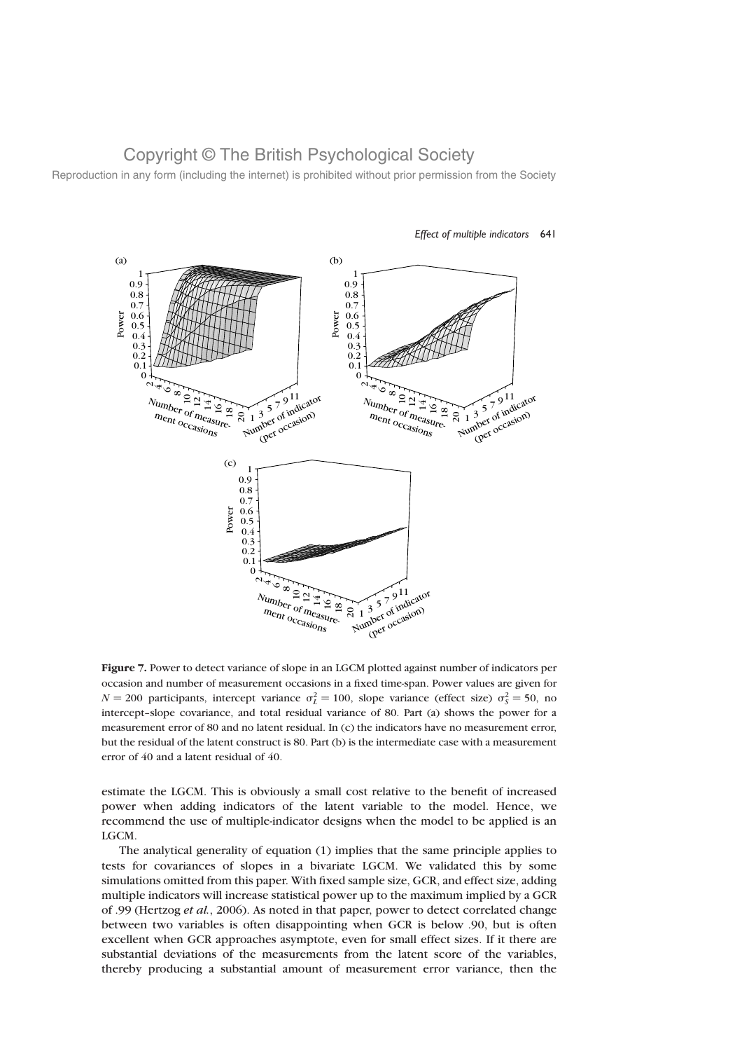**Figure 7.** Power to detect variance of slope in an LGCM plotted against number of indicators per occasion and number of measurement occasions in a fixed time-span. Power values are given for $N = 200$ participants, intercept variance $\sigma_L^2 = 100$, slope variance (effect size) $\sigma_S^2 = 50$, no intercept–slope covariance, and total residual variance of 80. Part (a) shows the power for a measurement error of 80 and no latent residual. In (c) the indicators have no measurement error, but the residual of the latent construct is 80. Part (b) is the intermediate case with a measurement error of 40 and a latent residual of 40.

estimate the LGCM. This is obviously a small cost relative to the benefit of increased power when adding indicators of the latent variable to the model. Hence, we recommend the use of multiple-indicator designs when the model to be applied is an LGCM.

The analytical generality of equation (1) implies that the same principle applies to tests for covariances of slopes in a bivariate LGCM. We validated this by some simulations omitted from this paper. With fixed sample size, GCR, and effect size, adding multiple indicators will increase statistical power up to the maximum implied by a GCR of .99 (Hertzog *et al.*, 2006). As noted in that paper, power to detect correlated change between two variables is often disappointing when GCR is below .90, but is often excellent when GCR approaches asymptote, even for small effect sizes. If it there are substantial deviations of the measurements from the latent score of the variables, thereby producing a substantial amount of measurement error variance, then the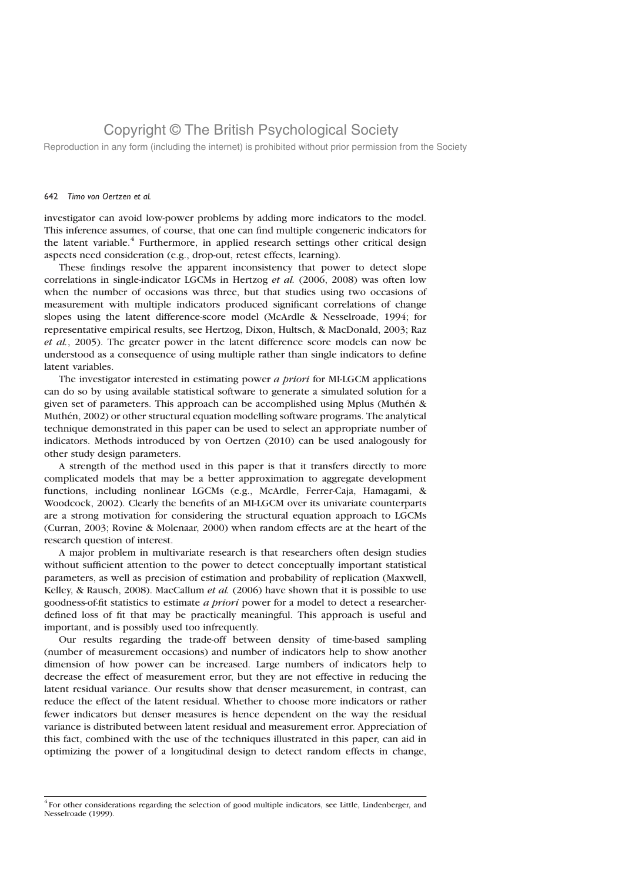investigator can avoid low-power problems by adding more indicators to the model. This inference assumes, of course, that one can find multiple congeneric indicators for the latent variable.[4] Furthermore, in applied research settings other critical design aspects need consideration (e.g., drop-out, retest effects, learning).

These findings resolve the apparent inconsistency that power to detect slope correlations in single-indicator LGCMs in Hertzog *et al.* (2006, 2008) was often low when the number of occasions was three, but that studies using two occasions of measurement with multiple indicators produced significant correlations of change slopes using the latent difference-score model (McArdle & Nesselroade, 1994; for representative empirical results, see Hertzog, Dixon, Hultsch, & MacDonald, 2003; Raz *et al.*, 2005). The greater power in the latent difference score models can now be understood as a consequence of using multiple rather than single indicators to define latent variables.

The investigator interested in estimating power *a priori* for MI-LGCM applications can do so by using available statistical software to generate a simulated solution for a given set of parameters. This approach can be accomplished using Mplus (Muthén & Muthén, 2002) or other structural equation modelling software programs. The analytical technique demonstrated in this paper can be used to select an appropriate number of indicators. Methods introduced by von Oertzen (2010) can be used analogously for other study design parameters.

A strength of the method used in this paper is that it transfers directly to more complicated models that may be a better approximation to aggregate development functions, including nonlinear LGCMs (e.g., McArdle, Ferrer-Caja, Hamagami, & Woodcock, 2002). Clearly the benefits of an MI-LGCM over its univariate counterparts are a strong motivation for considering the structural equation approach to LGCMs (Curran, 2003; Rovine & Molenaar, 2000) when random effects are at the heart of the research question of interest.

A major problem in multivariate research is that researchers often design studies without sufficient attention to the power to detect conceptually important statistical parameters, as well as precision of estimation and probability of replication (Maxwell, Kelley, & Rausch, 2008). MacCallum *et al.* (2006) have shown that it is possible to use goodness-of-fit statistics to estimate *a priori* power for a model to detect a researcher-defined loss of fit that may be practically meaningful. This approach is useful and important, and is possibly used too infrequently.

Our results regarding the trade-off between density of time-based sampling (number of measurement occasions) and number of indicators help to show another dimension of how power can be increased. Large numbers of indicators help to decrease the effect of measurement error, but they are not effective in reducing the latent residual variance. Our results show that denser measurement, in contrast, can reduce the effect of the latent residual. Whether to choose more indicators or rather fewer indicators but denser measures is hence dependent on the way the residual variance is distributed between latent residual and measurement error. Appreciation of this fact, combined with the use of the techniques illustrated in this paper, can aid in optimizing the power of a longitudinal design to detect random effects in change,

[4] For other considerations regarding the selection of good multiple indicators, see Little, Lindenberger, and Nesselroade (1999).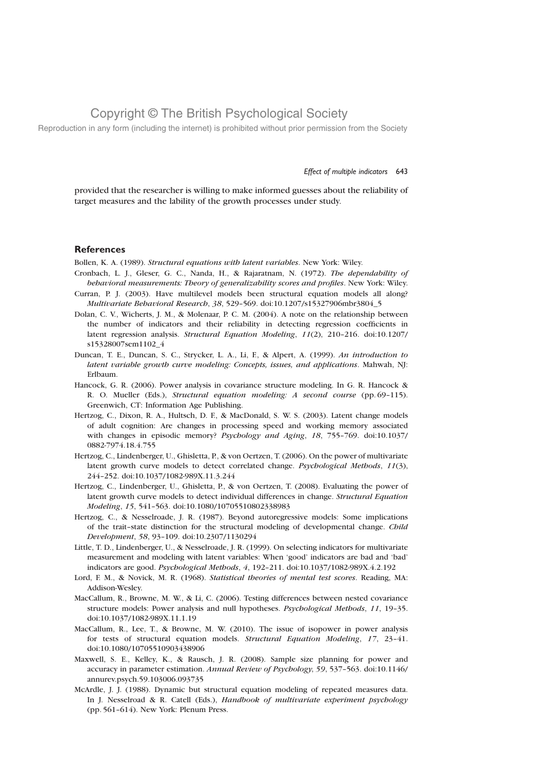provided that the researcher is willing to make informed guesses about the reliability of target measures and the lability of the growth processes under study.

## References

Bollen, K. A. (1989). *Structural equations with latent variables*. New York: Wiley.

Cronbach, L. J., Gleser, G. C., Nanda, H., & Rajaratnam, N. (1972). *The dependability of behavioral measurements: Theory of generalizability scores and profiles*. New York: Wiley.

Curran, P. J. (2003). Have multilevel models been structural equation models all along? *Multivariate Behavioral Research*, *38*, 529–569. doi:10.1207/s15327906mbr3804_5

Dolan, C. V., Wicherts, J. M., & Molenaar, P. C. M. (2004). A note on the relationship between the number of indicators and their reliability in detecting regression coefficients in latent regression analysis. *Structural Equation Modeling*, *11*(2), 210–216. doi:10.1207/s15328007sem1102_4

Duncan, T. E., Duncan, S. C., Strycker, L. A., Li, F., & Alpert, A. (1999). *An introduction to latent variable growth curve modeling: Concepts, issues, and applications*. Mahwah, NJ: Erlbaum.

Hancock, G. R. (2006). Power analysis in covariance structure modeling. In G. R. Hancock & R. O. Mueller (Eds.), *Structural equation modeling: A second course* (pp. 69–115). Greenwich, CT: Information Age Publishing.

Hertzog, C., Dixon, R. A., Hultsch, D. F., & MacDonald, S. W. S. (2003). Latent change models of adult cognition: Are changes in processing speed and working memory associated with changes in episodic memory? *Psychology and Aging*, *18*, 755–769. doi:10.1037/0882-7974.18.4.755

Hertzog, C., Lindenberger, U., Ghisletta, P., & von Oertzen, T. (2006). On the power of multivariate latent growth curve models to detect correlated change. *Psychological Methods*, *11*(3), 244–252. doi:10.1037/1082-989X.11.3.244

Hertzog, C., Lindenberger, U., Ghisletta, P., & von Oertzen, T. (2008). Evaluating the power of latent growth curve models to detect individual differences in change. *Structural Equation Modeling*, *15*, 541–563. doi:10.1080/10705510802338983

Hertzog, C., & Nesselroade, J. R. (1987). Beyond autoregressive models: Some implications of the trait–state distinction for the structural modeling of developmental change. *Child Development*, *58*, 93–109. doi:10.2307/1130294

Little, T. D., Lindenberger, U., & Nesselroade, J. R. (1999). On selecting indicators for multivariate measurement and modeling with latent variables: When 'good' indicators are bad and 'bad' indicators are good. *Psychological Methods*, *4*, 192–211. doi:10.1037/1082-989X.4.2.192

Lord, F. M., & Novick, M. R. (1968). *Statistical theories of mental test scores*. Reading, MA: Addison-Wesley.

MacCallum, R., Browne, M. W., & Li, C. (2006). Testing differences between nested covariance structure models: Power analysis and null hypotheses. *Psychological Methods*, *11*, 19–35. doi:10.1037/1082-989X.11.1.19

MacCallum, R., Lee, T., & Browne, M. W. (2010). The issue of isopower in power analysis for tests of structural equation models. *Structural Equation Modeling*, *17*, 23–41. doi:10.1080/10705510903438906

Maxwell, S. E., Kelley, K., & Rausch, J. R. (2008). Sample size planning for power and accuracy in parameter estimation. *Annual Review of Psychology*, *59*, 537–563. doi:10.1146/annurev.psych.59.103006.093735

McArdle, J. J. (1988). Dynamic but structural equation modeling of repeated measures data. In J. Nesselroad & R. Catell (Eds.), *Handbook of multivariate experiment psychology* (pp. 561–614). New York: Plenum Press.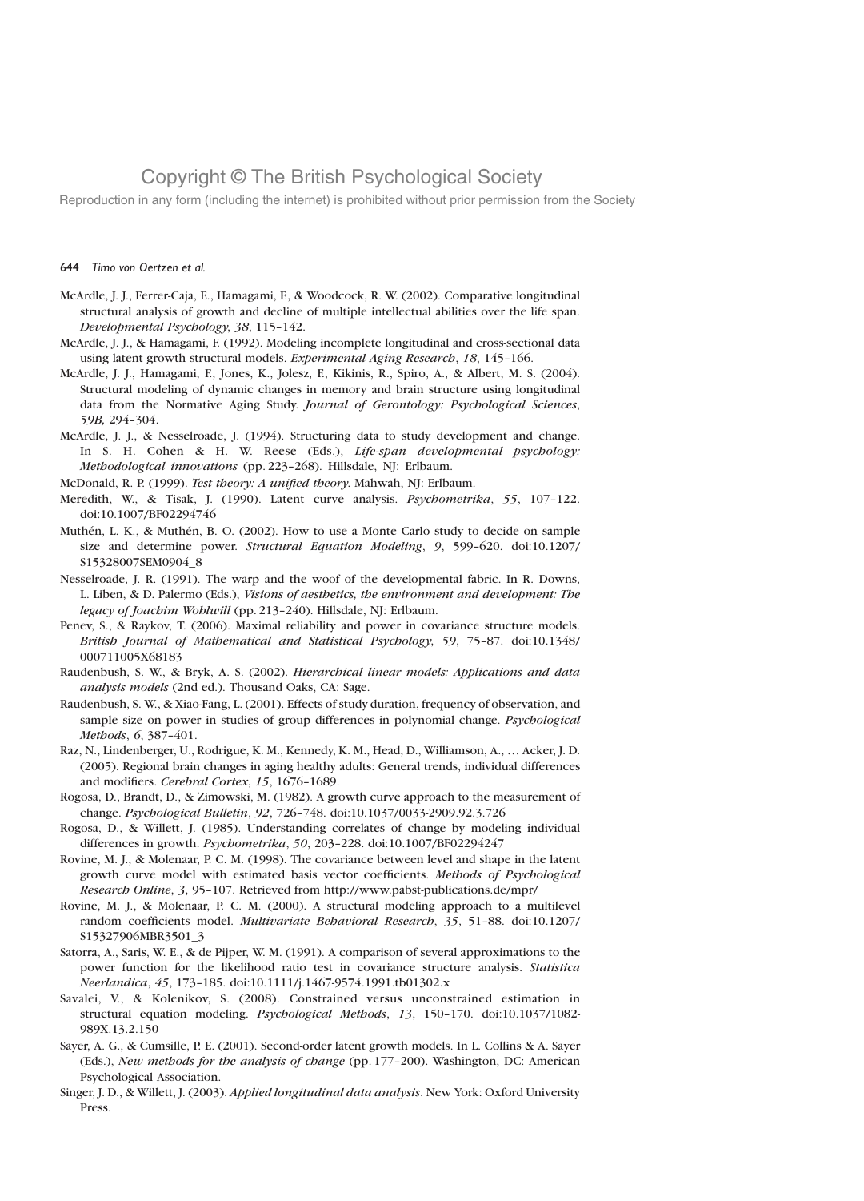McArdle, J. J., Ferrer-Caja, E., Hamagami, F., & Woodcock, R. W. (2002). Comparative longitudinal structural analysis of growth and decline of multiple intellectual abilities over the life span. *Developmental Psychology*, *38*, 115–142.

McArdle, J. J., & Hamagami, F. (1992). Modeling incomplete longitudinal and cross-sectional data using latent growth structural models. *Experimental Aging Research*, *18*, 145–166.

McArdle, J. J., Hamagami, F., Jones, K., Jolesz, F., Kikinis, R., Spiro, A., & Albert, M. S. (2004). Structural modeling of dynamic changes in memory and brain structure using longitudinal data from the Normative Aging Study. *Journal of Gerontology: Psychological Sciences*, *59B*, 294–304.

McArdle, J. J., & Nesselroade, J. (1994). Structuring data to study development and change. In S. H. Cohen & H. W. Reese (Eds.), *Life-span developmental psychology: Methodological innovations* (pp. 223–268). Hillsdale, NJ: Erlbaum.

McDonald, R. P. (1999). *Test theory: A unified theory.* Mahwah, NJ: Erlbaum.

Meredith, W., & Tisak, J. (1990). Latent curve analysis. *Psychometrika*, *55*, 107–122. doi:10.1007/BF02294746

Muthén, L. K., & Muthén, B. O. (2002). How to use a Monte Carlo study to decide on sample size and determine power. *Structural Equation Modeling*, *9*, 599–620. doi:10.1207/S15328007SEM0904_8

Nesselroade, J. R. (1991). The warp and the woof of the developmental fabric. In R. Downs, L. Liben, & D. Palermo (Eds.), *Visions of aesthetics, the environment and development: The legacy of Joachim Wohlwill* (pp. 213–240). Hillsdale, NJ: Erlbaum.

Penev, S., & Raykov, T. (2006). Maximal reliability and power in covariance structure models. *British Journal of Mathematical and Statistical Psychology*, *59*, 75–87. doi:10.1348/000711005X68183

Raudenbush, S. W., & Bryk, A. S. (2002). *Hierarchical linear models: Applications and data analysis models* (2nd ed.). Thousand Oaks, CA: Sage.

Raudenbush, S. W., & Xiao-Fang, L. (2001). Effects of study duration, frequency of observation, and sample size on power in studies of group differences in polynomial change. *Psychological Methods*, *6*, 387–401.

Raz, N., Lindenberger, U., Rodrigue, K. M., Kennedy, K. M., Head, D., Williamson, A., … Acker, J. D. (2005). Regional brain changes in aging healthy adults: General trends, individual differences and modifiers. *Cerebral Cortex*, *15*, 1676–1689.

Rogosa, D., Brandt, D., & Zimowski, M. (1982). A growth curve approach to the measurement of change. *Psychological Bulletin*, *92*, 726–748. doi:10.1037/0033-2909.92.3.726

Rogosa, D., & Willett, J. (1985). Understanding correlates of change by modeling individual differences in growth. *Psychometrika*, *50*, 203–228. doi:10.1007/BF02294247

Rovine, M. J., & Molenaar, P. C. M. (1998). The covariance between level and shape in the latent growth curve model with estimated basis vector coefficients. *Methods of Psychological Research Online*, *3*, 95–107. Retrieved from http://www.pabst-publications.de/mpr/

Rovine, M. J., & Molenaar, P. C. M. (2000). A structural modeling approach to a multilevel random coefficients model. *Multivariate Behavioral Research*, *35*, 51–88. doi:10.1207/S15327906MBR3501_3

Satorra, A., Saris, W. E., & de Pijper, W. M. (1991). A comparison of several approximations to the power function for the likelihood ratio test in covariance structure analysis. *Statistica Neerlandica*, *45*, 173–185. doi:10.1111/j.1467-9574.1991.tb01302.x

Savalei, V., & Kolenikov, S. (2008). Constrained versus unconstrained estimation in structural equation modeling. *Psychological Methods*, *13*, 150–170. doi:10.1037/1082-989X.13.2.150

Sayer, A. G., & Cumsille, P. E. (2001). Second-order latent growth models. In L. Collins & A. Sayer (Eds.), *New methods for the analysis of change* (pp. 177–200). Washington, DC: American Psychological Association.

Singer, J. D., & Willett, J. (2003). *Applied longitudinal data analysis*. New York: Oxford University Press.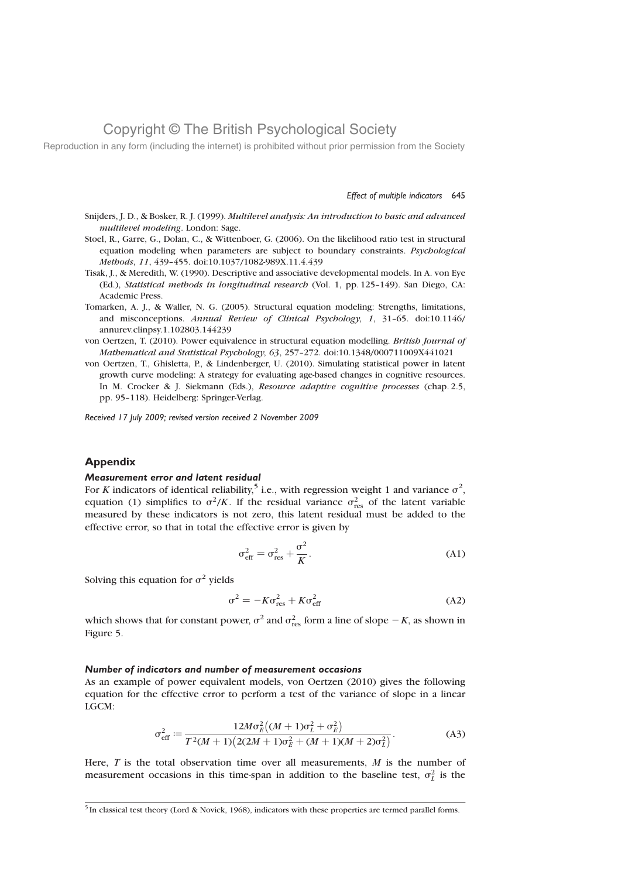Snijders, J. D., & Bosker, R. J. (1999). *Multilevel analysis: An introduction to basic and advanced multilevel modeling*. London: Sage.

Stoel, R., Garre, G., Dolan, C., & Wittenboer, G. (2006). On the likelihood ratio test in structural equation modeling when parameters are subject to boundary constraints. *Psychological Methods*, *11*, 439–455. doi:10.1037/1082-989X.11.4.439

Tisak, J., & Meredith, W. (1990). Descriptive and associative developmental models. In A. von Eye (Ed.), *Statistical methods in longitudinal research* (Vol. 1, pp. 125–149). San Diego, CA: Academic Press.

Tomarken, A. J., & Waller, N. G. (2005). Structural equation modeling: Strengths, limitations, and misconceptions. *Annual Review of Clinical Psychology*, *1*, 31–65. doi:10.1146/annurev.clinpsy.1.102803.144239

von Oertzen, T. (2010). Power equivalence in structural equation modelling. *British Journal of Mathematical and Statistical Psychology*, *63*, 257–272. doi:10.1348/000711009X441021

von Oertzen, T., Ghisletta, P., & Lindenberger, U. (2010). Simulating statistical power in latent growth curve modeling: A strategy for evaluating age-based changes in cognitive resources. In M. Crocker & J. Siekmann (Eds.), *Resource adaptive cognitive processes* (chap. 2.5, pp. 95–118). Heidelberg: Springer-Verlag.

*Received 17 July 2009; revised version received 2 November 2009*

## Appendix

### *Measurement error and latent residual*

For $K$ indicators of identical reliability,[5] i.e., with regression weight 1 and variance $\sigma^2$, equation (1) simplifies to $\sigma^2/K$. If the residual variance $\sigma^2_{\text{res}}$ of the latent variable measured by these indicators is not zero, this latent residual must be added to the effective error, so that in total the effective error is given by

$$\sigma^2_{\text{eff}} = \sigma^2_{\text{res}} + \frac{\sigma^2}{K}. \tag{A1}$$

Solving this equation for $\sigma^2$ yields

$$\sigma^2 = -K\sigma^2_{\text{res}} + K\sigma^2_{\text{eff}} \tag{A2}$$

which shows that for constant power, $\sigma^2$ and $\sigma^2_{\text{res}}$ form a line of slope $-K$, as shown in Figure 5.

### *Number of indicators and number of measurement occasions*

As an example of power equivalent models, von Oertzen (2010) gives the following equation for the effective error to perform a test of the variance of slope in a linear LGCM:

$$\sigma^2_{\text{eff}} := \frac{12M\sigma^2_E\left((M+1)\sigma^2_L + \sigma^2_E\right)}{T^2(M+1)\left(2(2M+1)\sigma^2_E + (M+1)(M+2)\sigma^2_L\right)}. \tag{A3}$$

Here, $T$ is the total observation time over all measurements, $M$ is the number of measurement occasions in this time-span in addition to the baseline test, $\sigma^2_L$ is the

[5] In classical test theory (Lord & Novick, 1968), indicators with these properties are termed parallel forms.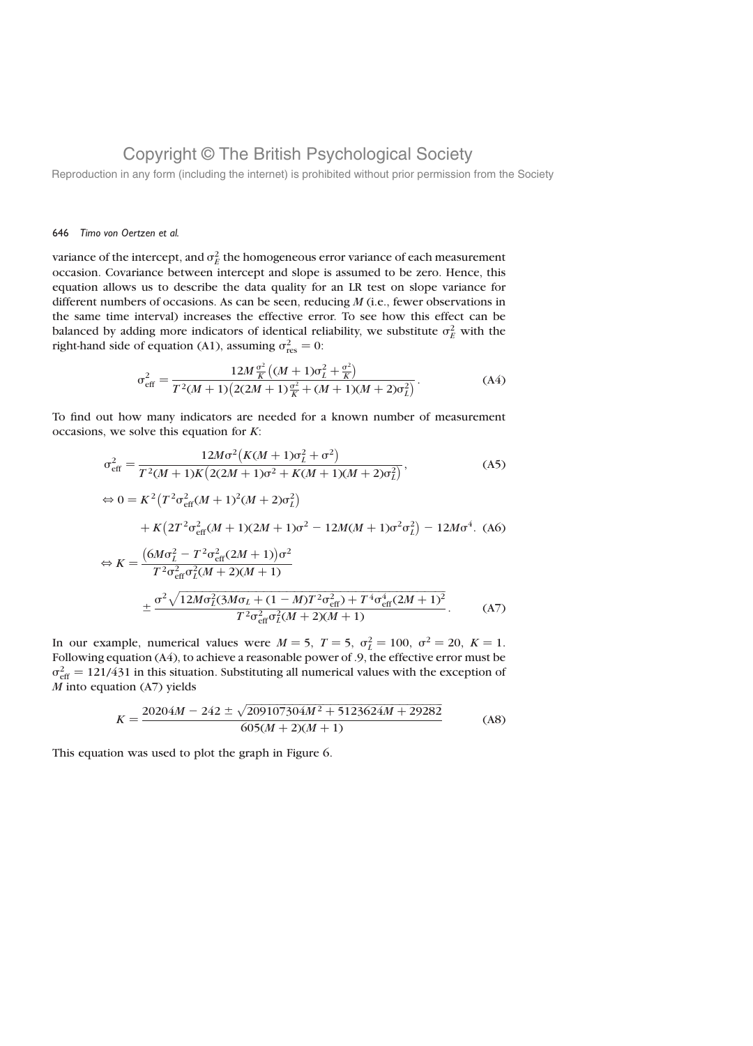variance of the intercept, and $\sigma_E^2$ the homogeneous error variance of each measurement occasion. Covariance between intercept and slope is assumed to be zero. Hence, this equation allows us to describe the data quality for an LR test on slope variance for different numbers of occasions. As can be seen, reducing $M$ (i.e., fewer observations in the same time interval) increases the effective error. To see how this effect can be balanced by adding more indicators of identical reliability, we substitute $\sigma_E^2$ with the right-hand side of equation (A1), assuming $\sigma_{\text{res}}^2 = 0$:

$$\sigma_{\text{eff}}^2 = \frac{12M\frac{\sigma^2}{K}\left((M+1)\sigma_L^2 + \frac{\sigma^2}{K}\right)}{T^2(M+1)\left(2(2M+1)\frac{\sigma^2}{K} + (M+1)(M+2)\sigma_L^2\right)}. \tag{A4}$$

To find out how many indicators are needed for a known number of measurement occasions, we solve this equation for $K$:

$$\sigma_{\text{eff}}^2 = \frac{12M\sigma^2\left(K(M+1)\sigma_L^2 + \sigma^2\right)}{T^2(M+1)K\left(2(2M+1)\sigma^2 + K(M+1)(M+2)\sigma_L^2\right)}, \tag{A5}$$

$$\Leftrightarrow 0 = K^2\left(T^2\sigma_{\text{eff}}^2(M+1)^2(M+2)\sigma_L^2\right) + K\left(2T^2\sigma_{\text{eff}}^2(M+1)(2M+1)\sigma^2 - 12M(M+1)\sigma^2\sigma_L^2\right) - 12M\sigma^4. \tag{A6}$$

$$\Leftrightarrow K = \frac{\left(6M\sigma_L^2 - T^2\sigma_{\text{eff}}^2(2M+1)\right)\sigma^2}{T^2\sigma_{\text{eff}}^2\sigma_L^2(M+2)(M+1)} \pm \frac{\sigma^2\sqrt{12M\sigma_L^2(3M\sigma_L + (1-M)T^2\sigma_{\text{eff}}^2) + T^4\sigma_{\text{eff}}^4(2M+1)^2}}{T^2\sigma_{\text{eff}}^2\sigma_L^2(M+2)(M+1)}. \tag{A7}$$

In our example, numerical values were $M = 5$, $T = 5$, $\sigma_L^2 = 100$, $\sigma^2 = 20$, $K = 1$. Following equation (A4), to achieve a reasonable power of .9, the effective error must be $\sigma_{\text{eff}}^2 = 121/431$ in this situation. Substituting all numerical values with the exception of $M$ into equation (A7) yields

$$K = \frac{20204M - 242 \pm \sqrt{209107304M^2 + 5123624M + 29282}}{605(M+2)(M+1)} \tag{A8}$$

This equation was used to plot the graph in Figure 6.